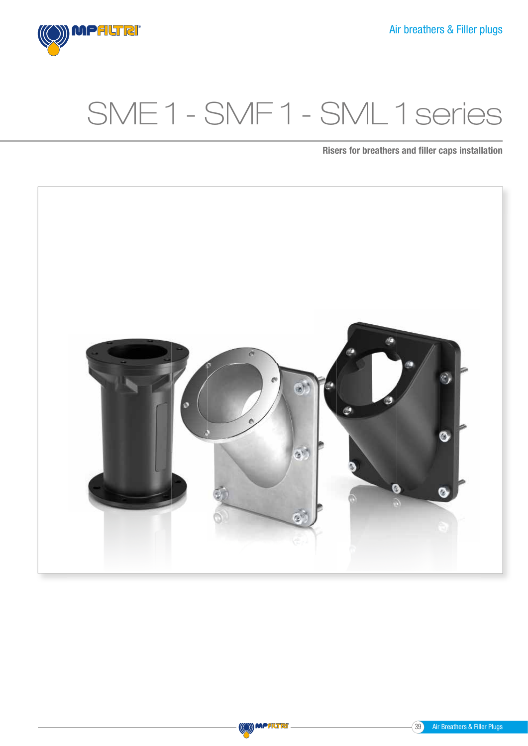# SME 1 - SMF 1 - SML 1 series

**Risers for breathers and filler caps installation**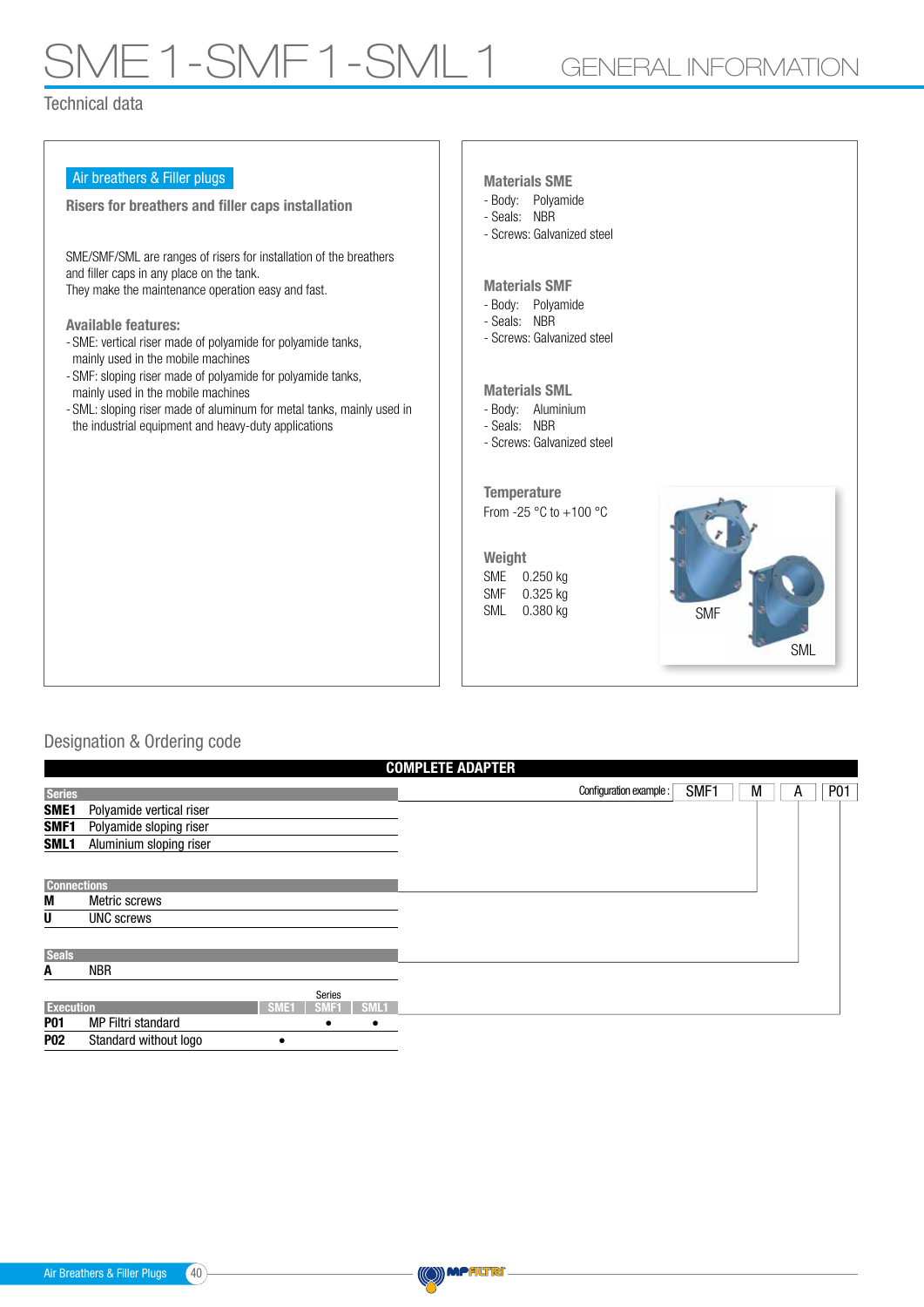# SME 1 - SMF 1 - SML 1 GENERAL INFORMATION

## Technical data

**Air breathers & Filler plugs**

**Risers for breathers and filler caps installation**

SME/SMF/SML are ranges of risers for installation of the breathers and filler caps in any place on the tank.
They make the maintenance operation easy and fast.

**Available features:**
- SME: vertical riser made of polyamide for polyamide tanks, mainly used in the mobile machines
- SMF: sloping riser made of polyamide for polyamide tanks, mainly used in the mobile machines
- SML: sloping riser made of aluminum for metal tanks, mainly used in the industrial equipment and heavy-duty applications

**Materials SME**
- Body: Polyamide
- Seals: NBR
- Screws: Galvanized steel

**Materials SMF**
- Body: Polyamide
- Seals: NBR
- Screws: Galvanized steel

**Materials SML**
- Body: Aluminium
- Seals: NBR
- Screws: Galvanized steel

**Temperature**
From -25 °C to +100 °C

**Weight**

SME 0.250 kg
SMF 0.325 kg
SML 0.380 kg

SMF

SML

## Designation & Ordering code

**COMPLETE ADAPTER**

Configuration example: SMF1 | M | A | P01

| Series | |
|---|---|
| **SME1** | Polyamide vertical riser |
| **SMF1** | Polyamide sloping riser |
| **SML1** | Aluminium sloping riser |

| Connections | |
|---|---|
| **M** | Metric screws |
| **U** | UNC screws |

| Seals | |
|---|---|
| **A** | NBR |

| Execution | | SME1 | SMF1 | SML1 |
|---|---|---|---|---|
| **P01** | MP Filtri standard | | • | • |
| **P02** | Standard without logo | • | | |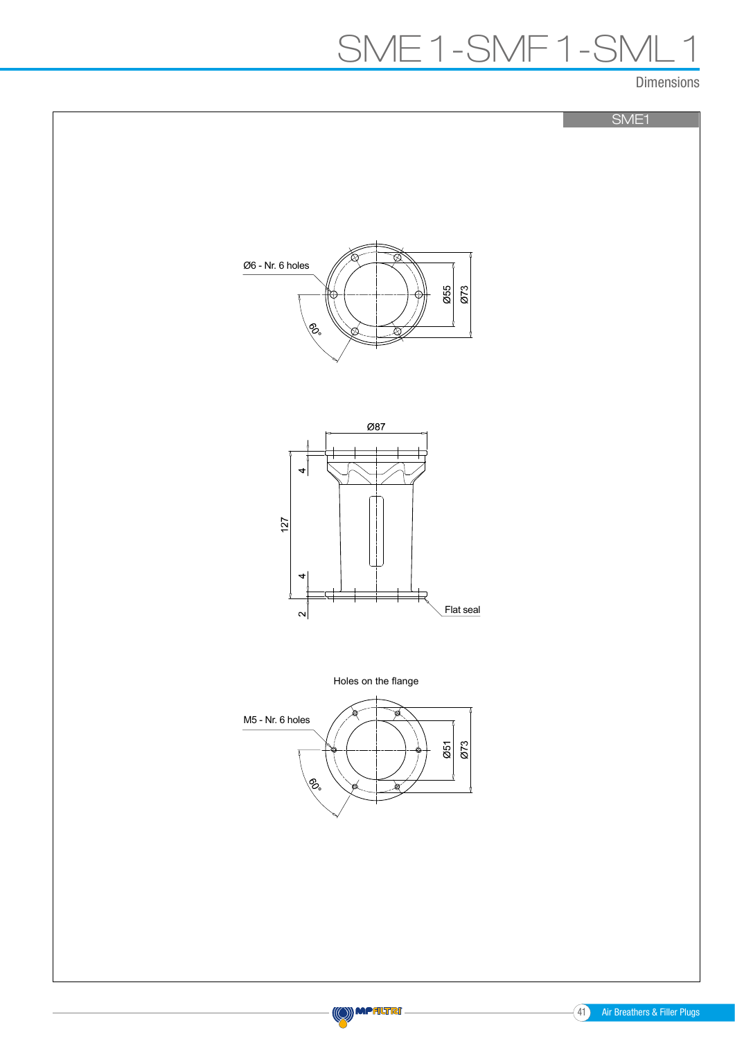# SME 1 - SMF 1 - SML 1

Dimensions

SME1

Ø6 - Nr. 6 holes

60°

Ø55

Ø73

Ø87

4

127

4

2

Flat seal

Holes on the flange

M5 - Nr. 6 holes

60°

Ø51

Ø73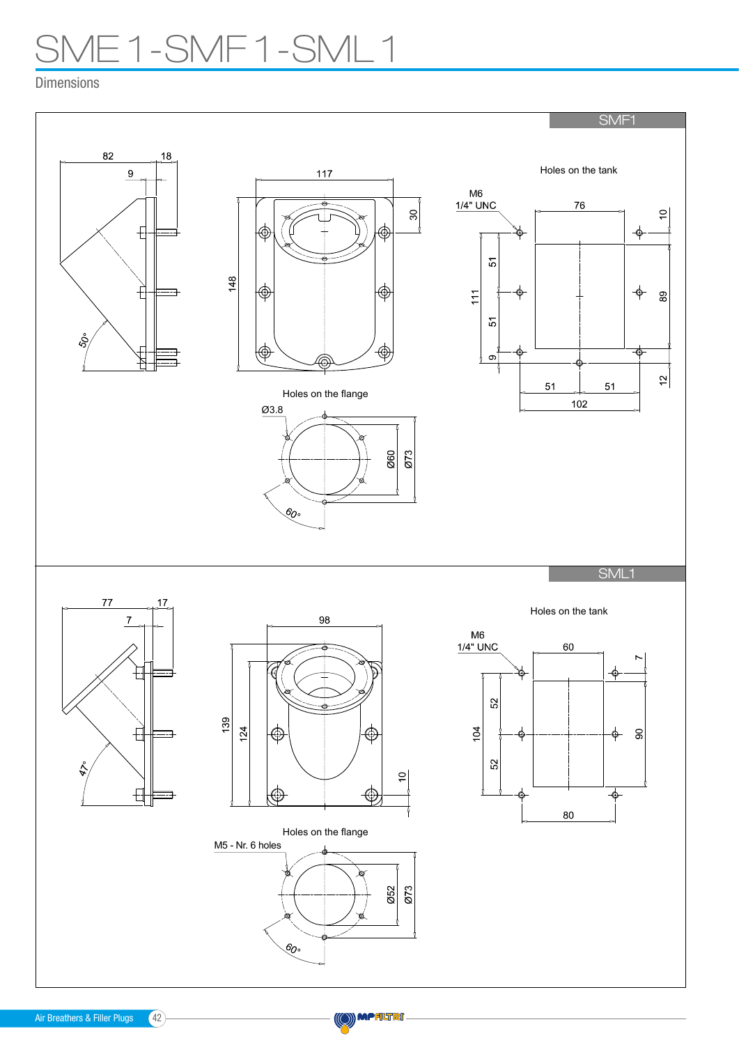# SME 1 - SMF 1 - SML 1

Dimensions

## SMF1

82
18
9
117
30
148
50°

Holes on the tank

M6
1/4" UNC
76
10
51
111
51
89
9
12
51
51
102

Holes on the flange

Ø3.8
Ø60
Ø73
60°

## SML1

77
17
7
98
139
124
10
47°

Holes on the tank

M6
1/4" UNC
60
7
52
104
52
90
80

Holes on the flange

M5 - Nr. 6 holes
Ø52
Ø73
60°